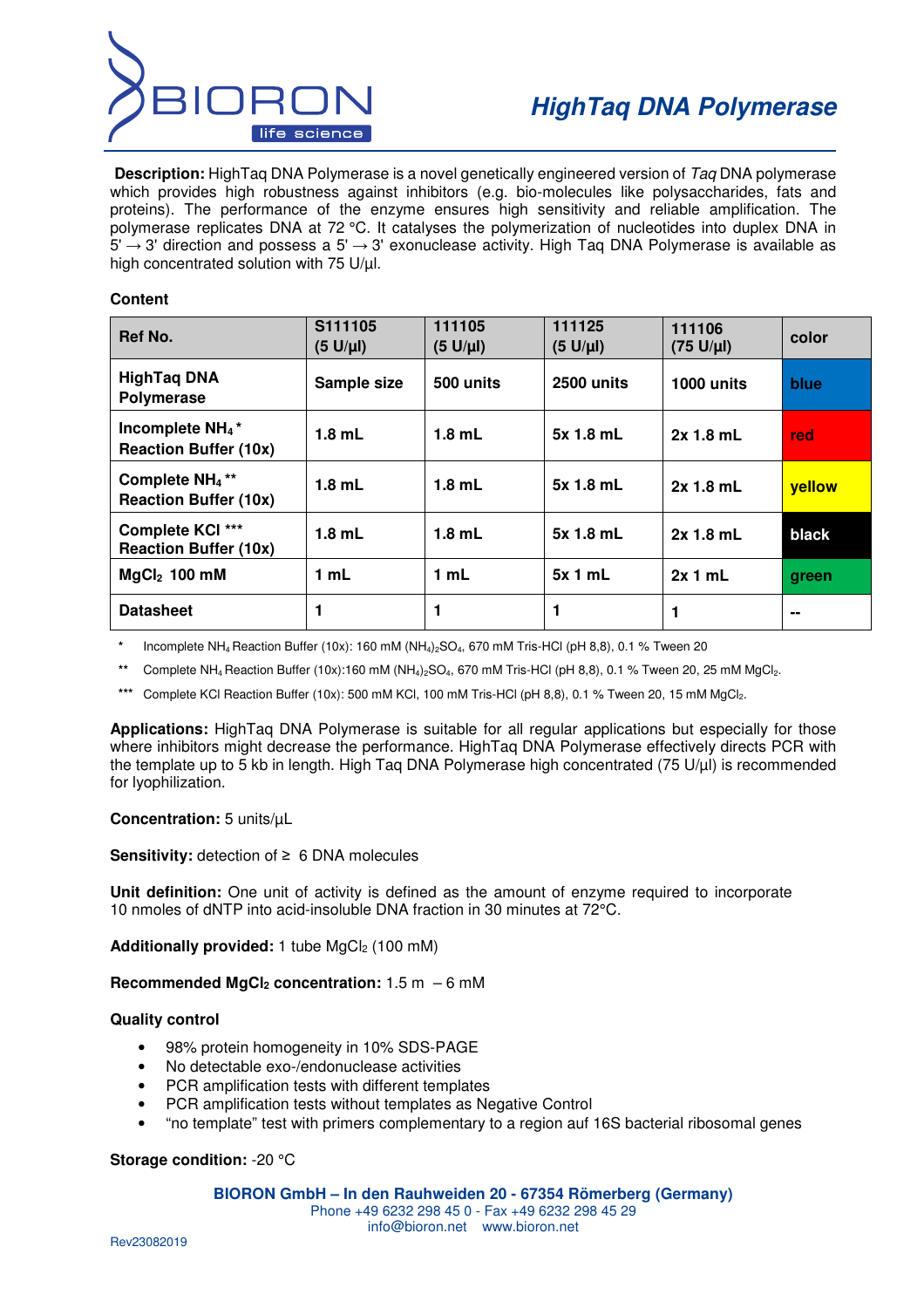# HighTaq DNA Polymerase

**Description:** HighTaq DNA Polymerase is a novel genetically engineered version of *Taq* DNA polymerase which provides high robustness against inhibitors (e.g. bio-molecules like polysaccharides, fats and proteins). The performance of the enzyme ensures high sensitivity and reliable amplification. The polymerase replicates DNA at 72 °C. It catalyses the polymerization of nucleotides into duplex DNA in 5' → 3' direction and possess a 5' → 3' exonuclease activity. High Taq DNA Polymerase is available as high concentrated solution with 75 U/µl.

**Content**

| Ref No. | S111105 (5 U/µl) | 111105 (5 U/µl) | 111125 (5 U/µl) | 111106 (75 U/µl) | color |
|---|---|---|---|---|---|
| HighTaq DNA Polymerase | Sample size | 500 units | 2500 units | 1000 units | blue |
| Incomplete $NH_4$ * Reaction Buffer (10x) | 1.8 mL | 1.8 mL | 5x 1.8 mL | 2x 1.8 mL | red |
| Complete $NH_4$ ** Reaction Buffer (10x) | 1.8 mL | 1.8 mL | 5x 1.8 mL | 2x 1.8 mL | yellow |
| Complete KCl *** Reaction Buffer (10x) | 1.8 mL | 1.8 mL | 5x 1.8 mL | 2x 1.8 mL | black |
| $MgCl_2$ 100 mM | 1 mL | 1 mL | 5x 1 mL | 2x 1 mL | green |
| Datasheet | 1 | 1 | 1 | 1 | -- |

\* Incomplete $NH_4$ Reaction Buffer (10x): 160 mM $(NH_4)_2SO_4$, 670 mM Tris-HCl (pH 8,8), 0.1 % Tween 20

\*\* Complete $NH_4$ Reaction Buffer (10x):160 mM $(NH_4)_2SO_4$, 670 mM Tris-HCl (pH 8,8), 0.1 % Tween 20, 25 mM $MgCl_2$.

\*\*\* Complete KCl Reaction Buffer (10x): 500 mM KCl, 100 mM Tris-HCl (pH 8,8), 0.1 % Tween 20, 15 mM $MgCl_2$.

**Applications:** HighTaq DNA Polymerase is suitable for all regular applications but especially for those where inhibitors might decrease the performance. HighTaq DNA Polymerase effectively directs PCR with the template up to 5 kb in length. High Taq DNA Polymerase high concentrated (75 U/µl) is recommended for lyophilization.

**Concentration:** 5 units/µL

**Sensitivity:** detection of ≥ 6 DNA molecules

**Unit definition:** One unit of activity is defined as the amount of enzyme required to incorporate 10 nmoles of dNTP into acid-insoluble DNA fraction in 30 minutes at 72°C.

**Additionally provided:** 1 tube $MgCl_2$ (100 mM)

**Recommended $MgCl_2$ concentration:** 1.5 m – 6 mM

**Quality control**

- 98% protein homogeneity in 10% SDS-PAGE
- No detectable exo-/endonuclease activities
- PCR amplification tests with different templates
- PCR amplification tests without templates as Negative Control
- "no template" test with primers complementary to a region auf 16S bacterial ribosomal genes

**Storage condition:** -20 °C

**BIORON GmbH – In den Rauhweiden 20 - 67354 Römerberg (Germany)**
Phone +49 6232 298 45 0 - Fax +49 6232 298 45 29
info@bioron.net www.bioron.net

Rev23082019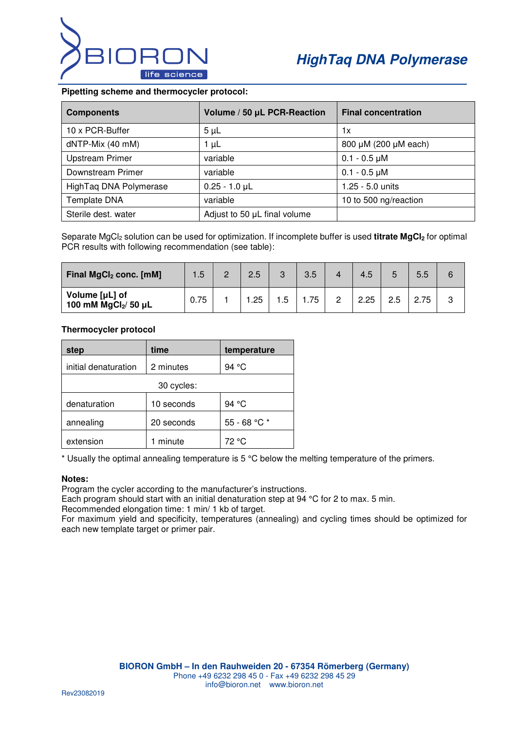# HighTaq DNA Polymerase

**Pipetting scheme and thermocycler protocol:**

| Components | Volume / 50 µL PCR-Reaction | Final concentration |
|---|---|---|
| 10 x PCR-Buffer | 5 µL | 1x |
| dNTP-Mix (40 mM) | 1 µL | 800 µM (200 µM each) |
| Upstream Primer | variable | 0.1 - 0.5 µM |
| Downstream Primer | variable | 0.1 - 0.5 µM |
| HighTaq DNA Polymerase | 0.25 - 1.0 µL | 1.25 - 5.0 units |
| Template DNA | variable | 10 to 500 ng/reaction |
| Sterile dest. water | Adjust to 50 µL final volume | |

Separate $MgCl_2$ solution can be used for optimization. If incomplete buffer is used **titrate $MgCl_2$** for optimal PCR results with following recommendation (see table):

| **Final $MgCl_2$ conc. [mM]** | 1.5 | 2 | 2.5 | 3 | 3.5 | 4 | 4.5 | 5 | 5.5 | 6 |
|---|---|---|---|---|---|---|---|---|---|---|
| **Volume [µL] of 100 mM $MgCl_2$/ 50 µL** | 0.75 | 1 | 1.25 | 1.5 | 1.75 | 2 | 2.25 | 2.5 | 2.75 | 3 |

**Thermocycler protocol**

| step | time | temperature |
|---|---|---|
| initial denaturation | 2 minutes | 94 °C |
| 30 cycles: | | |
| denaturation | 10 seconds | 94 °C |
| annealing | 20 seconds | 55 - 68 °C * |
| extension | 1 minute | 72 °C |

* Usually the optimal annealing temperature is 5 °C below the melting temperature of the primers.

**Notes:**

Program the cycler according to the manufacturer's instructions.
Each program should start with an initial denaturation step at 94 °C for 2 to max. 5 min.
Recommended elongation time: 1 min/ 1 kb of target.
For maximum yield and specificity, temperatures (annealing) and cycling times should be optimized for each new template target or primer pair.

**BIORON GmbH – In den Rauhweiden 20 - 67354 Römerberg (Germany)**
Phone +49 6232 298 45 0 - Fax +49 6232 298 45 29
info@bioron.net www.bioron.net

Rev23082019